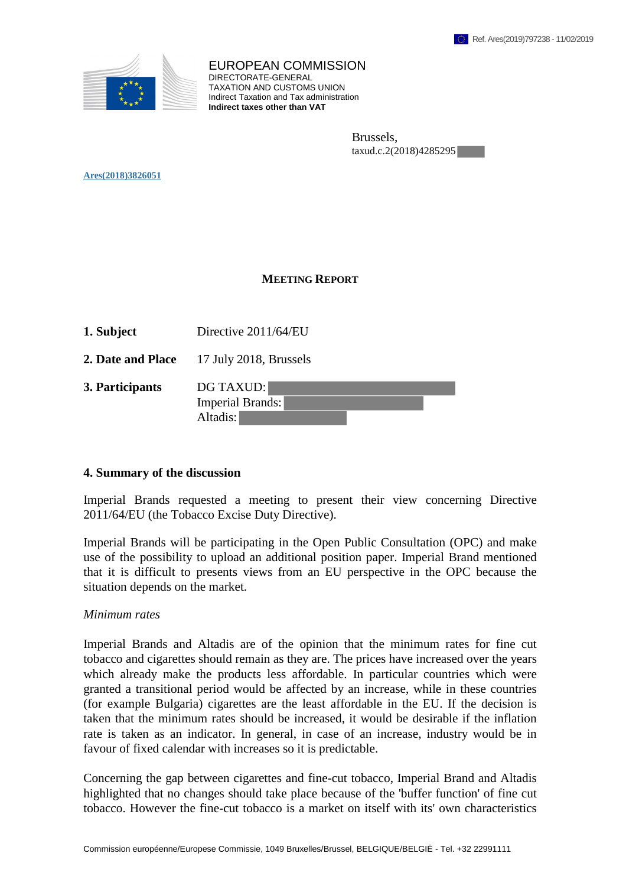Ref. Ares(2019)797238 - 11/02/2019

EUROPEAN COMMISSION
DIRECTORATE-GENERAL
TAXATION AND CUSTOMS UNION
Indirect Taxation and Tax administration
**Indirect taxes other than VAT**

Brussels,
taxud.c.2(2018)4285295

Ares(2018)3826051

## MEETING REPORT

| | |
|---|---|
| **1. Subject** | Directive 2011/64/EU |
| **2. Date and Place** | 17 July 2018, Brussels |
| **3. Participants** | DG TAXUD:<br>Imperial Brands:<br>Altadis: |

### 4. Summary of the discussion

Imperial Brands requested a meeting to present their view concerning Directive 2011/64/EU (the Tobacco Excise Duty Directive).

Imperial Brands will be participating in the Open Public Consultation (OPC) and make use of the possibility to upload an additional position paper. Imperial Brand mentioned that it is difficult to presents views from an EU perspective in the OPC because the situation depends on the market.

*Minimum rates*

Imperial Brands and Altadis are of the opinion that the minimum rates for fine cut tobacco and cigarettes should remain as they are. The prices have increased over the years which already make the products less affordable. In particular countries which were granted a transitional period would be affected by an increase, while in these countries (for example Bulgaria) cigarettes are the least affordable in the EU. If the decision is taken that the minimum rates should be increased, it would be desirable if the inflation rate is taken as an indicator. In general, in case of an increase, industry would be in favour of fixed calendar with increases so it is predictable.

Concerning the gap between cigarettes and fine-cut tobacco, Imperial Brand and Altadis highlighted that no changes should take place because of the 'buffer function' of fine cut tobacco. However the fine-cut tobacco is a market on itself with its' own characteristics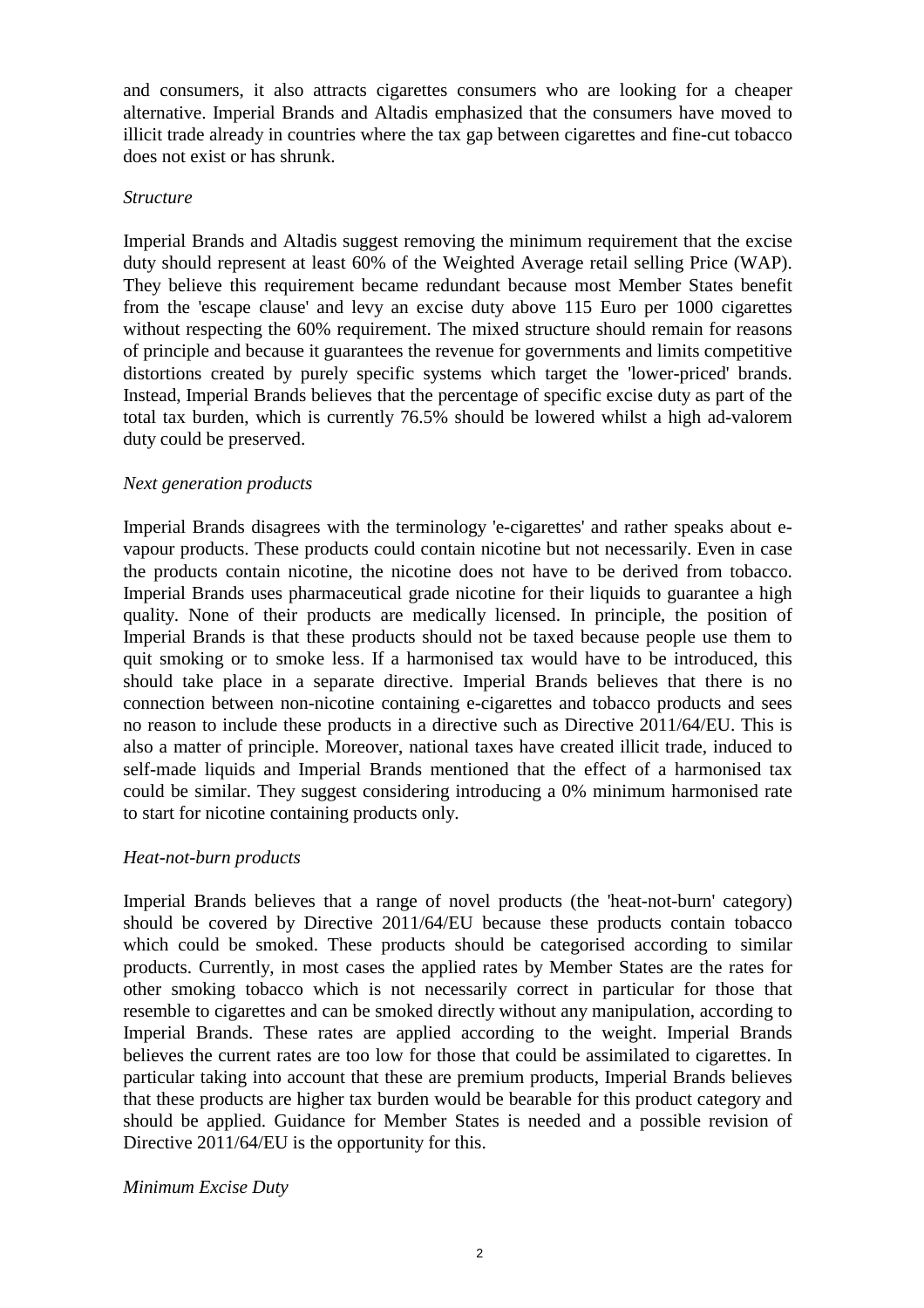and consumers, it also attracts cigarettes consumers who are looking for a cheaper alternative. Imperial Brands and Altadis emphasized that the consumers have moved to illicit trade already in countries where the tax gap between cigarettes and fine-cut tobacco does not exist or has shrunk.

*Structure*

Imperial Brands and Altadis suggest removing the minimum requirement that the excise duty should represent at least 60% of the Weighted Average retail selling Price (WAP). They believe this requirement became redundant because most Member States benefit from the 'escape clause' and levy an excise duty above 115 Euro per 1000 cigarettes without respecting the 60% requirement. The mixed structure should remain for reasons of principle and because it guarantees the revenue for governments and limits competitive distortions created by purely specific systems which target the 'lower-priced' brands. Instead, Imperial Brands believes that the percentage of specific excise duty as part of the total tax burden, which is currently 76.5% should be lowered whilst a high ad-valorem duty could be preserved.

*Next generation products*

Imperial Brands disagrees with the terminology 'e-cigarettes' and rather speaks about e-vapour products. These products could contain nicotine but not necessarily. Even in case the products contain nicotine, the nicotine does not have to be derived from tobacco. Imperial Brands uses pharmaceutical grade nicotine for their liquids to guarantee a high quality. None of their products are medically licensed. In principle, the position of Imperial Brands is that these products should not be taxed because people use them to quit smoking or to smoke less. If a harmonised tax would have to be introduced, this should take place in a separate directive. Imperial Brands believes that there is no connection between non-nicotine containing e-cigarettes and tobacco products and sees no reason to include these products in a directive such as Directive 2011/64/EU. This is also a matter of principle. Moreover, national taxes have created illicit trade, induced to self-made liquids and Imperial Brands mentioned that the effect of a harmonised tax could be similar. They suggest considering introducing a 0% minimum harmonised rate to start for nicotine containing products only.

*Heat-not-burn products*

Imperial Brands believes that a range of novel products (the 'heat-not-burn' category) should be covered by Directive 2011/64/EU because these products contain tobacco which could be smoked. These products should be categorised according to similar products. Currently, in most cases the applied rates by Member States are the rates for other smoking tobacco which is not necessarily correct in particular for those that resemble to cigarettes and can be smoked directly without any manipulation, according to Imperial Brands. These rates are applied according to the weight. Imperial Brands believes the current rates are too low for those that could be assimilated to cigarettes. In particular taking into account that these are premium products, Imperial Brands believes that these products are higher tax burden would be bearable for this product category and should be applied. Guidance for Member States is needed and a possible revision of Directive 2011/64/EU is the opportunity for this.

*Minimum Excise Duty*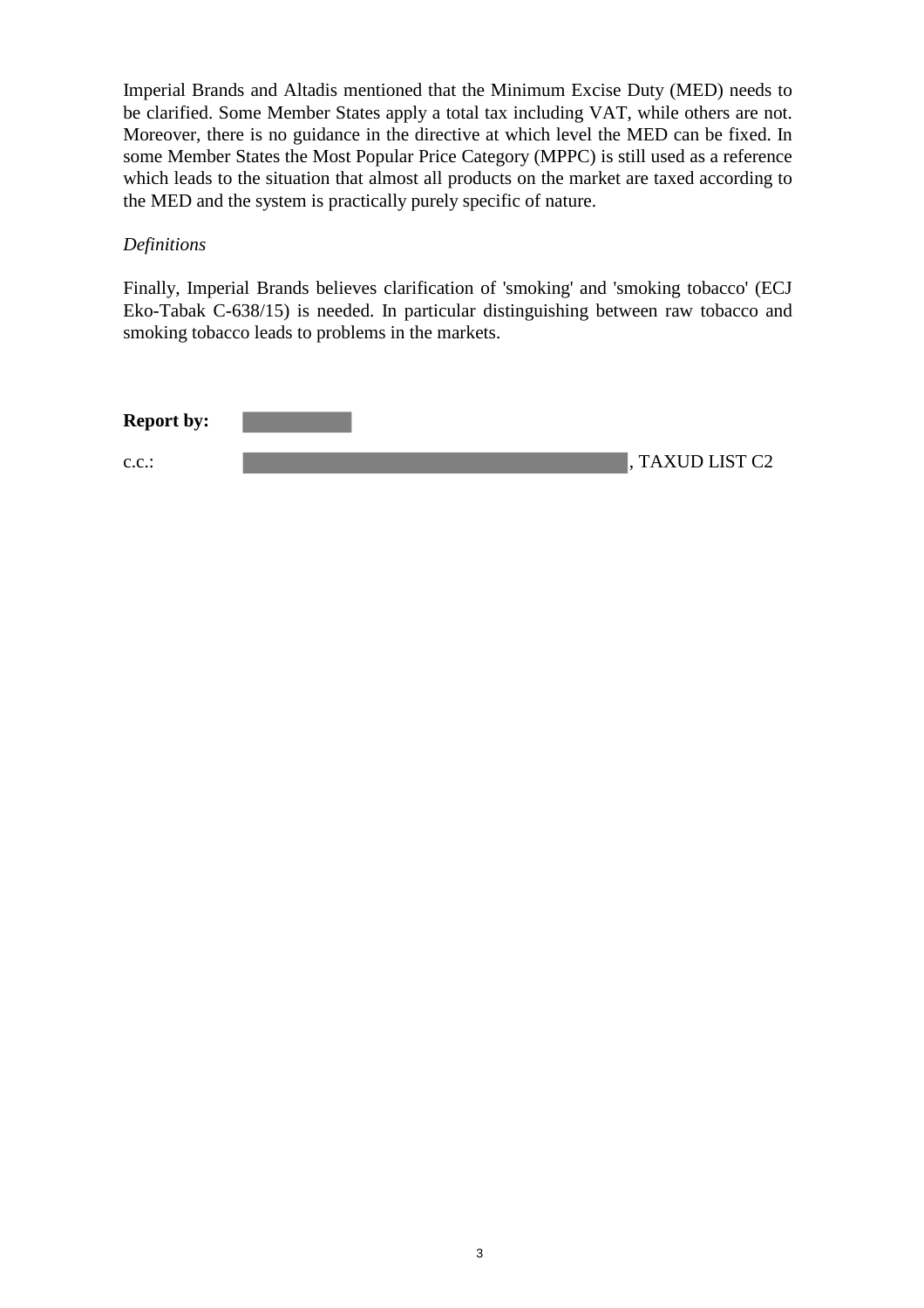Imperial Brands and Altadis mentioned that the Minimum Excise Duty (MED) needs to be clarified. Some Member States apply a total tax including VAT, while others are not. Moreover, there is no guidance in the directive at which level the MED can be fixed. In some Member States the Most Popular Price Category (MPPC) is still used as a reference which leads to the situation that almost all products on the market are taxed according to the MED and the system is practically purely specific of nature.

*Definitions*

Finally, Imperial Brands believes clarification of 'smoking' and 'smoking tobacco' (ECJ Eko-Tabak C-638/15) is needed. In particular distinguishing between raw tobacco and smoking tobacco leads to problems in the markets.

**Report by:**

c.c.: , TAXUD LIST C2